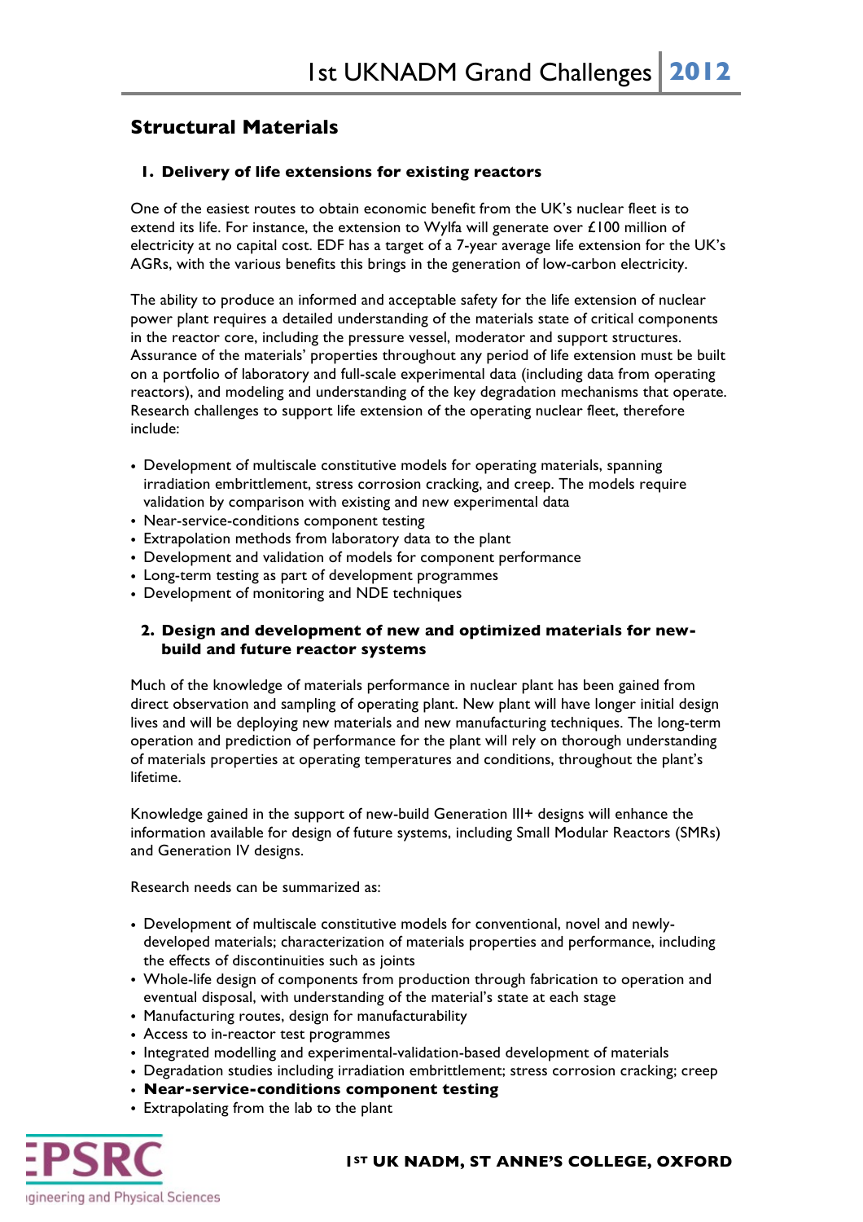## Structural Materials

### 1. Delivery of life extensions for existing reactors

One of the easiest routes to obtain economic benefit from the UK's nuclear fleet is to extend its life. For instance, the extension to Wylfa will generate over £100 million of electricity at no capital cost. EDF has a target of a 7-year average life extension for the UK's AGRs, with the various benefits this brings in the generation of low-carbon electricity.

The ability to produce an informed and acceptable safety for the life extension of nuclear power plant requires a detailed understanding of the materials state of critical components in the reactor core, including the pressure vessel, moderator and support structures. Assurance of the materials' properties throughout any period of life extension must be built on a portfolio of laboratory and full-scale experimental data (including data from operating reactors), and modeling and understanding of the key degradation mechanisms that operate. Research challenges to support life extension of the operating nuclear fleet, therefore include:

- Development of multiscale constitutive models for operating materials, spanning irradiation embrittlement, stress corrosion cracking, and creep. The models require validation by comparison with existing and new experimental data
- Near-service-conditions component testing
- Extrapolation methods from laboratory data to the plant
- Development and validation of models for component performance
- Long-term testing as part of development programmes
- Development of monitoring and NDE techniques

### 2. Design and development of new and optimized materials for new-build and future reactor systems

Much of the knowledge of materials performance in nuclear plant has been gained from direct observation and sampling of operating plant. New plant will have longer initial design lives and will be deploying new materials and new manufacturing techniques. The long-term operation and prediction of performance for the plant will rely on thorough understanding of materials properties at operating temperatures and conditions, throughout the plant's lifetime.

Knowledge gained in the support of new-build Generation III+ designs will enhance the information available for design of future systems, including Small Modular Reactors (SMRs) and Generation IV designs.

Research needs can be summarized as:

- Development of multiscale constitutive models for conventional, novel and newly-developed materials; characterization of materials properties and performance, including the effects of discontinuities such as joints
- Whole-life design of components from production through fabrication to operation and eventual disposal, with understanding of the material's state at each stage
- Manufacturing routes, design for manufacturability
- Access to in-reactor test programmes
- Integrated modelling and experimental-validation-based development of materials
- Degradation studies including irradiation embrittlement; stress corrosion cracking; creep
- **Near-service-conditions component testing**
- Extrapolating from the lab to the plant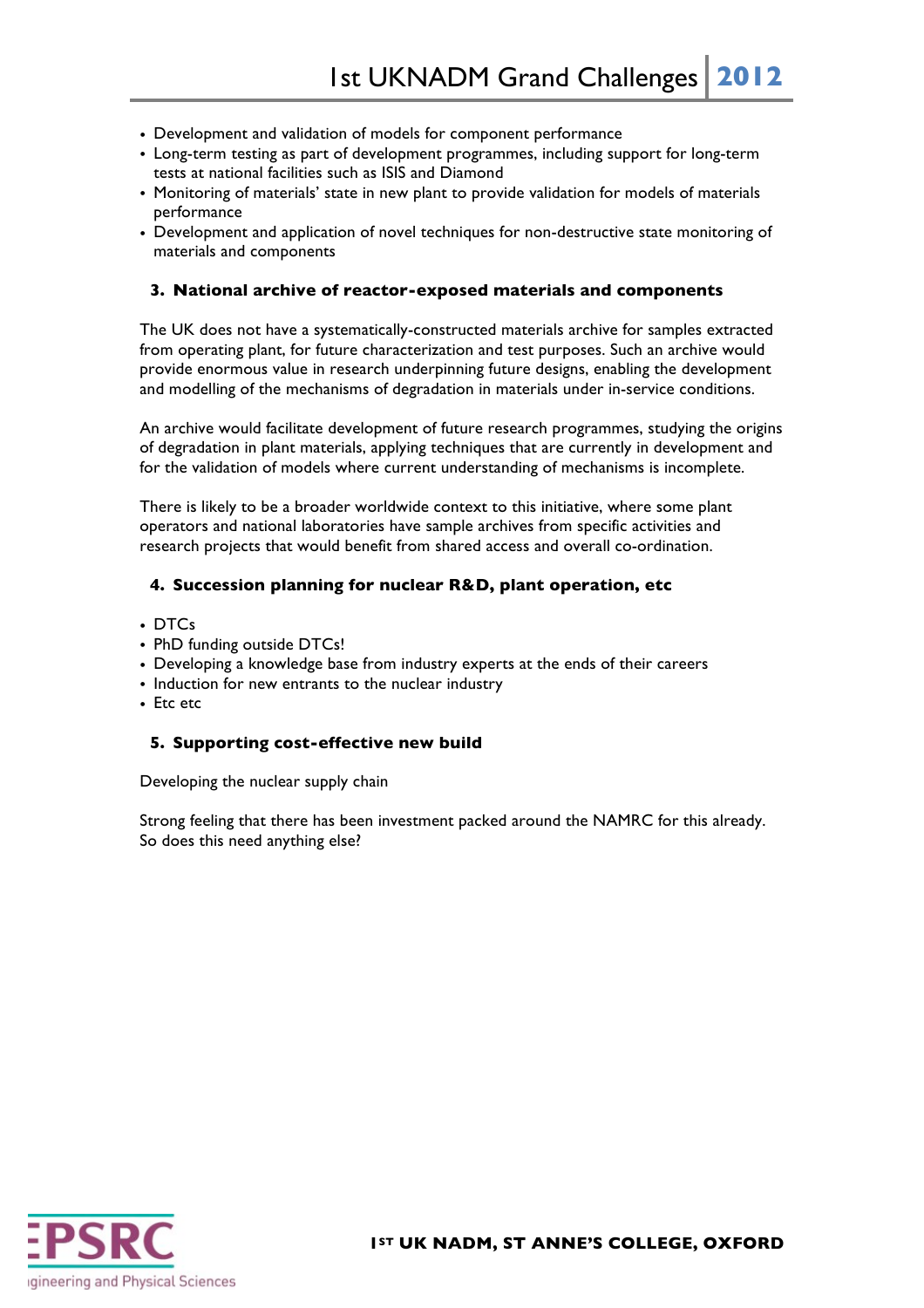- Development and validation of models for component performance
- Long-term testing as part of development programmes, including support for long-term tests at national facilities such as ISIS and Diamond
- Monitoring of materials' state in new plant to provide validation for models of materials performance
- Development and application of novel techniques for non-destructive state monitoring of materials and components

### 3. National archive of reactor-exposed materials and components

The UK does not have a systematically-constructed materials archive for samples extracted from operating plant, for future characterization and test purposes. Such an archive would provide enormous value in research underpinning future designs, enabling the development and modelling of the mechanisms of degradation in materials under in-service conditions.

An archive would facilitate development of future research programmes, studying the origins of degradation in plant materials, applying techniques that are currently in development and for the validation of models where current understanding of mechanisms is incomplete.

There is likely to be a broader worldwide context to this initiative, where some plant operators and national laboratories have sample archives from specific activities and research projects that would benefit from shared access and overall co-ordination.

### 4. Succession planning for nuclear R&D, plant operation, etc

- DTCs
- PhD funding outside DTCs!
- Developing a knowledge base from industry experts at the ends of their careers
- Induction for new entrants to the nuclear industry
- Etc etc

### 5. Supporting cost-effective new build

Developing the nuclear supply chain

Strong feeling that there has been investment packed around the NAMRC for this already. So does this need anything else?